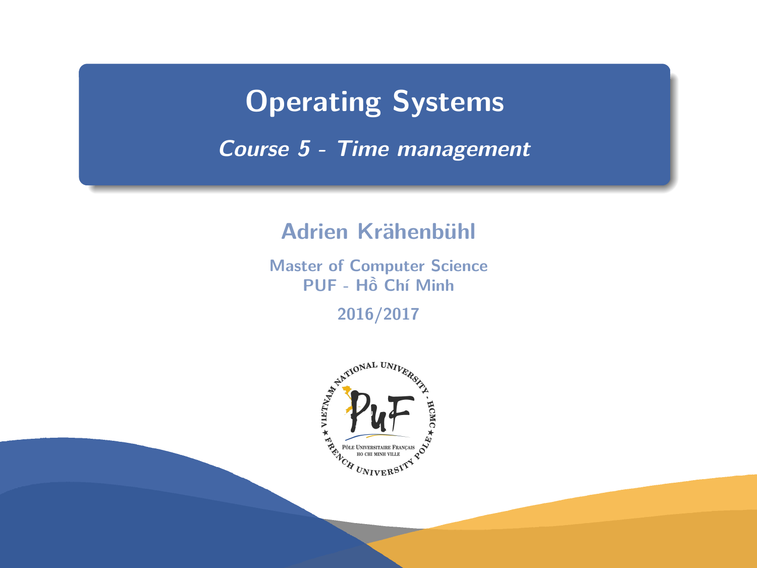# Operating Systems

## *Course 5 - Time management*

**Adrien Krähenbühl**

**Master of Computer Science**
**PUF - Hồ Chí Minh**

**2016/2017**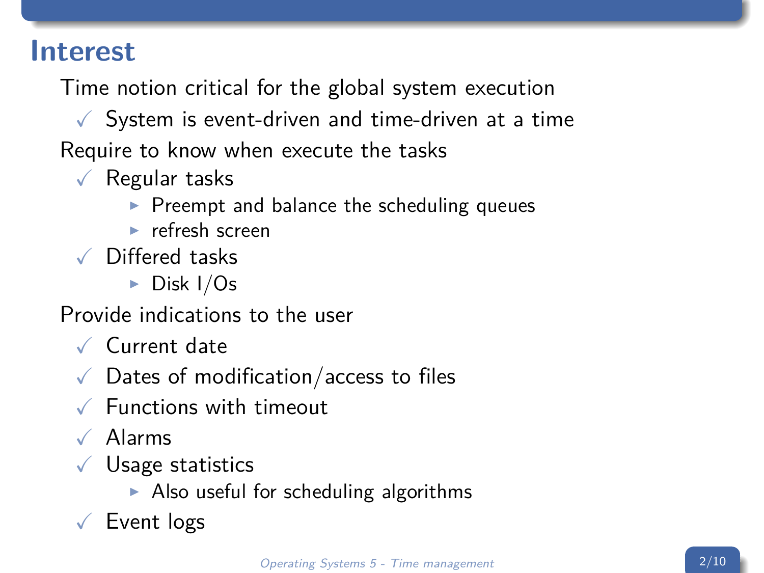# Interest

Time notion critical for the global system execution

- System is event-driven and time-driven at a time

Require to know when execute the tasks

- Regular tasks
  - Preempt and balance the scheduling queues
  - refresh screen
- Differed tasks
  - Disk I/Os

Provide indications to the user

- Current date
- Dates of modification/access to files
- Functions with timeout
- Alarms
- Usage statistics
  - Also useful for scheduling algorithms
- Event logs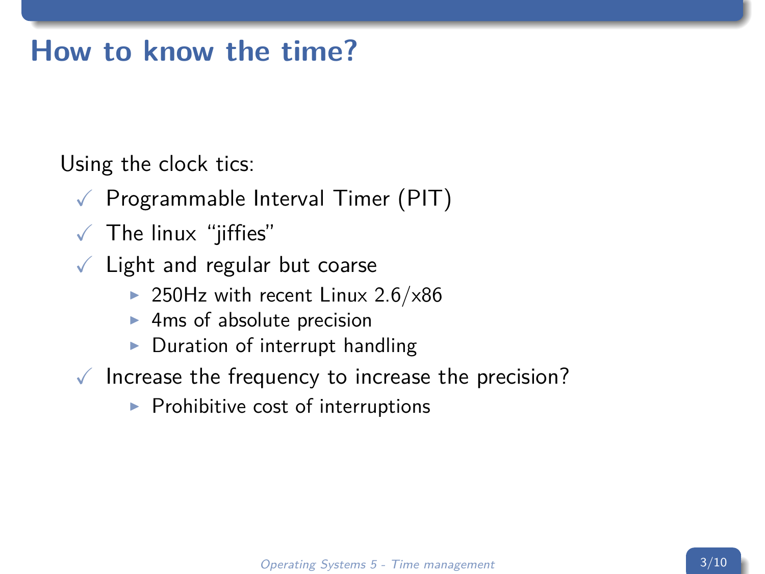# How to know the time?

Using the clock tics:

- ✓ Programmable Interval Timer (PIT)
- ✓ The linux “jiffies”
- ✓ Light and regular but coarse
  - 250Hz with recent Linux 2.6/x86
  - 4ms of absolute precision
  - Duration of interrupt handling
- ✓ Increase the frequency to increase the precision?
  - Prohibitive cost of interruptions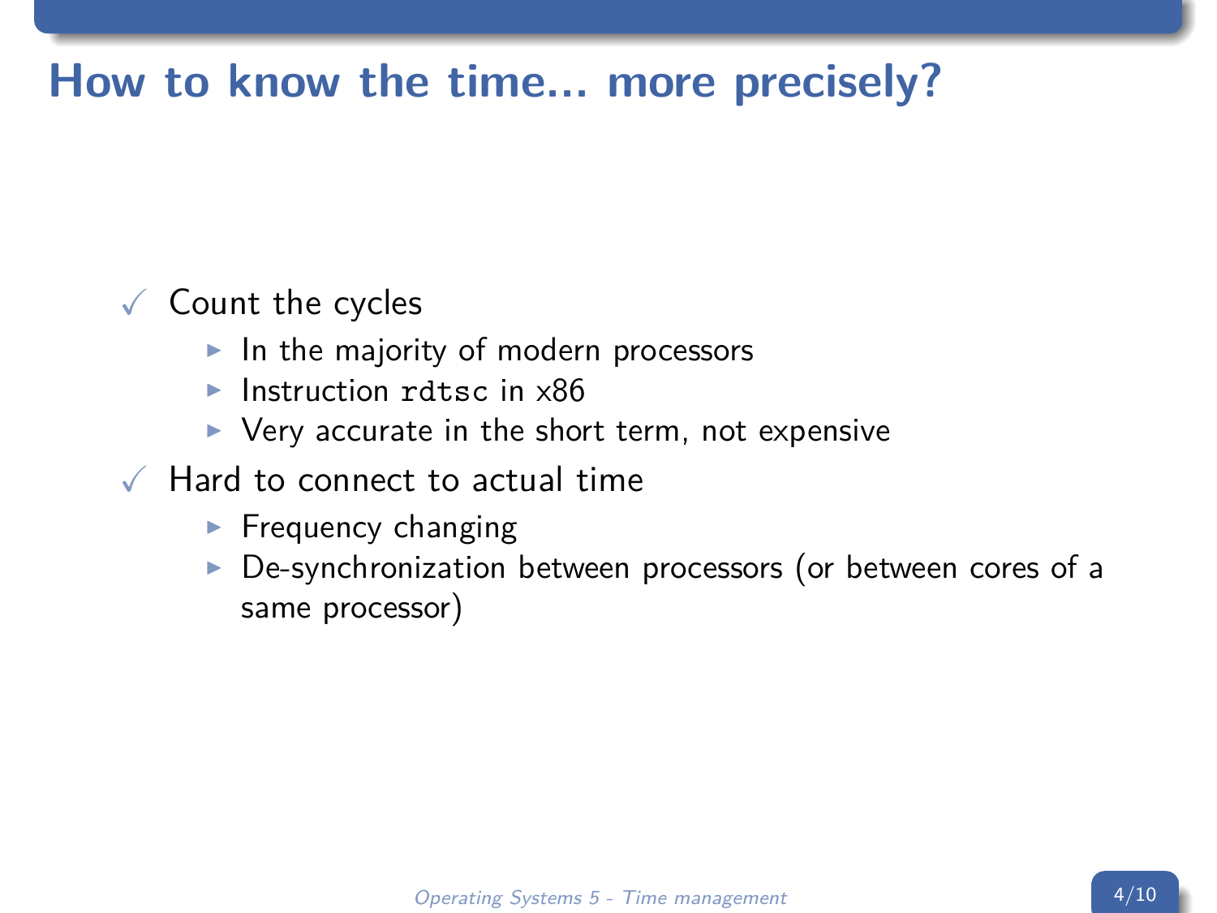# How to know the time... more precisely?

- Count the cycles
  - In the majority of modern processors
  - Instruction `rdtsc` in x86
  - Very accurate in the short term, not expensive
- Hard to connect to actual time
  - Frequency changing
  - De-synchronization between processors (or between cores of a same processor)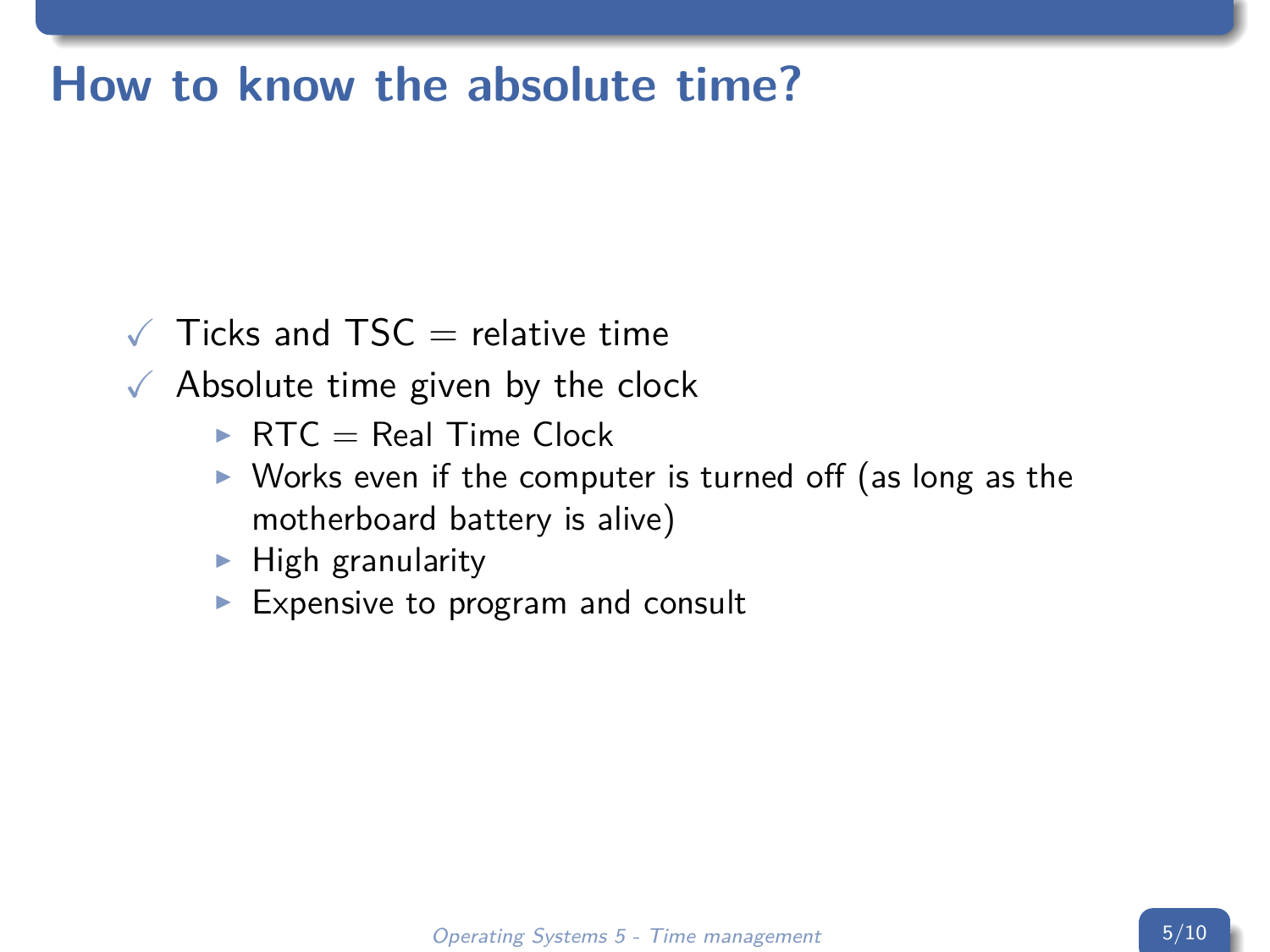# How to know the absolute time?

- ✓ Ticks and TSC = relative time
- ✓ Absolute time given by the clock
  - RTC = Real Time Clock
  - Works even if the computer is turned off (as long as the motherboard battery is alive)
  - High granularity
  - Expensive to program and consult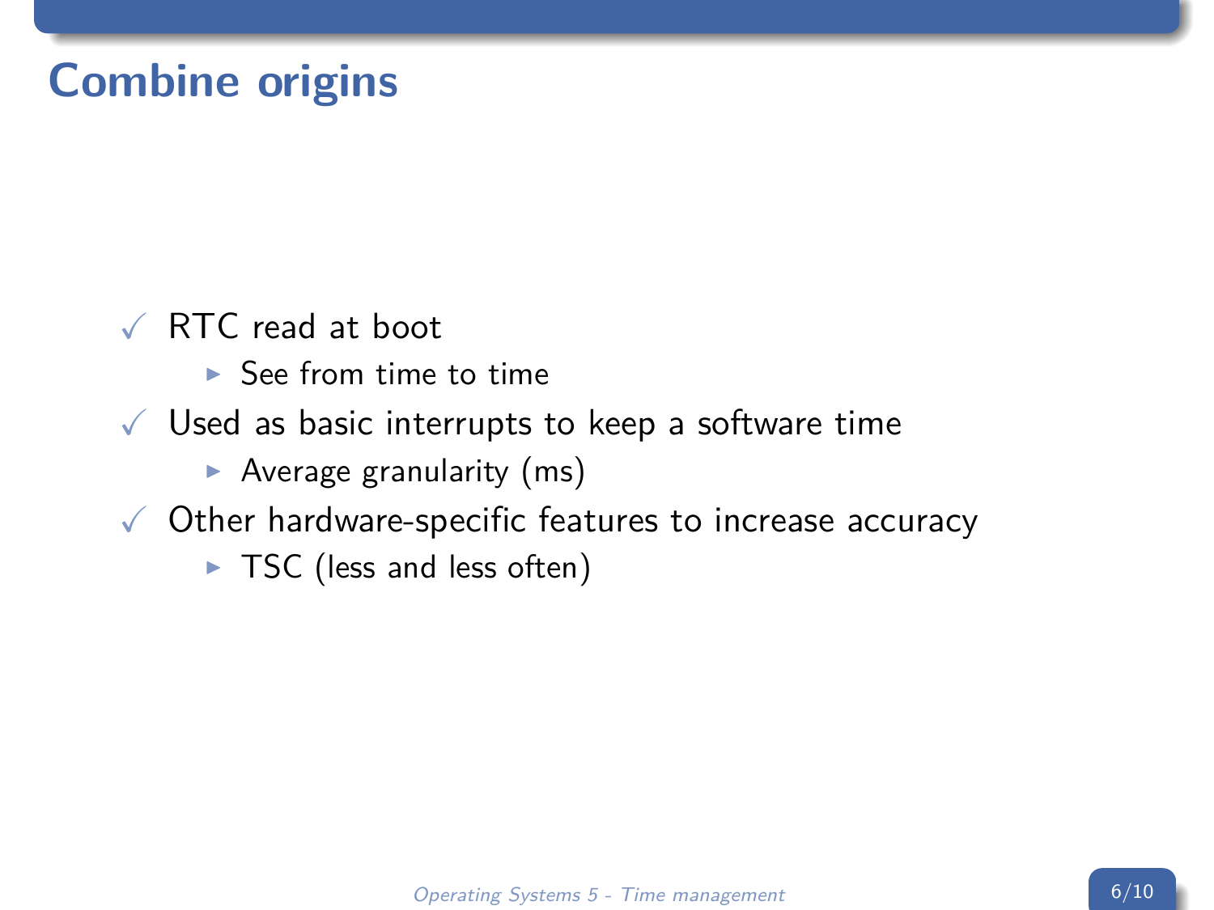# Combine origins

- RTC read at boot
  - See from time to time
- Used as basic interrupts to keep a software time
  - Average granularity (ms)
- Other hardware-specific features to increase accuracy
  - TSC (less and less often)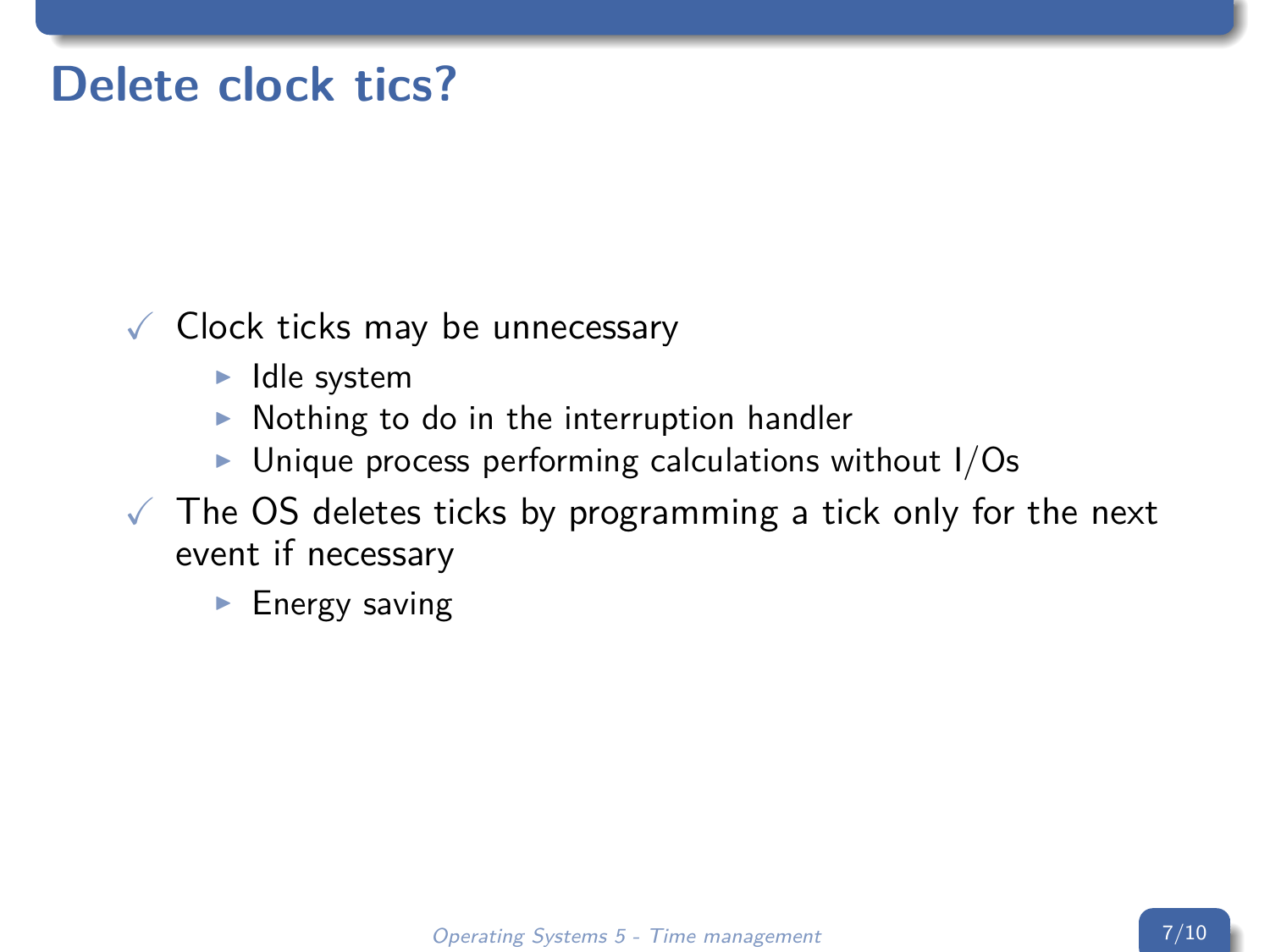# Delete clock tics?

- Clock ticks may be unnecessary
  - Idle system
  - Nothing to do in the interruption handler
  - Unique process performing calculations without I/Os
- The OS deletes ticks by programming a tick only for the next event if necessary
  - Energy saving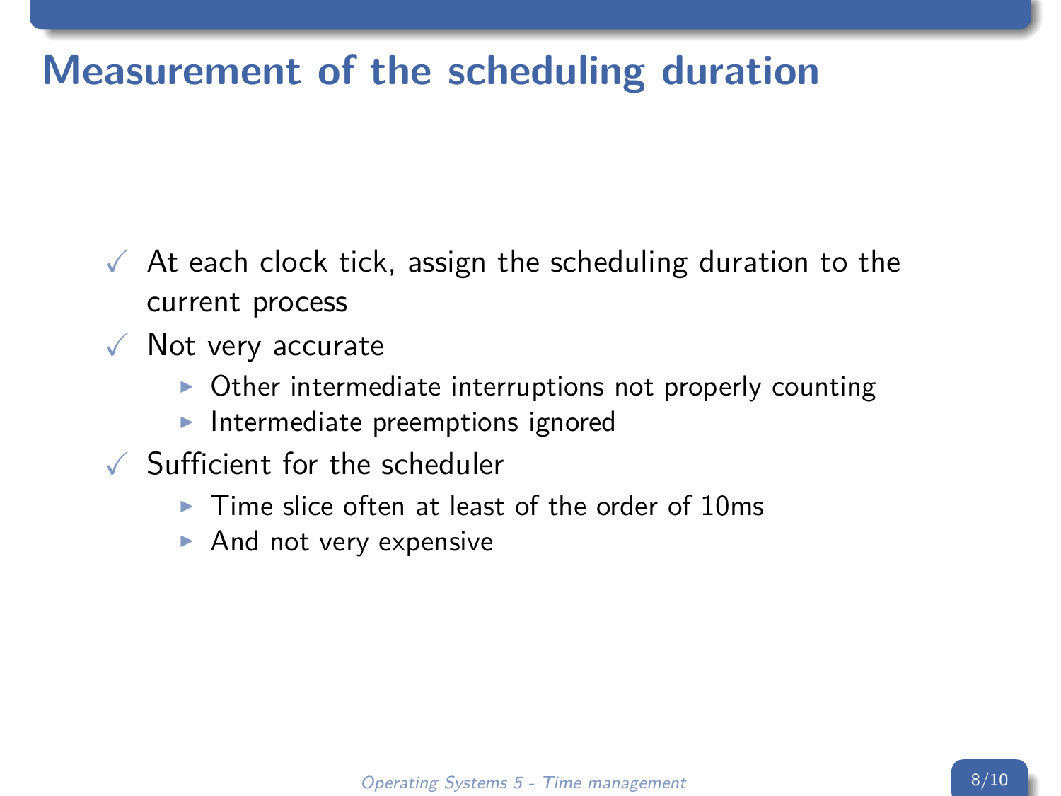# Measurement of the scheduling duration

- At each clock tick, assign the scheduling duration to the current process
- Not very accurate
  - Other intermediate interruptions not properly counting
  - Intermediate preemptions ignored
- Sufficient for the scheduler
  - Time slice often at least of the order of 10ms
  - And not very expensive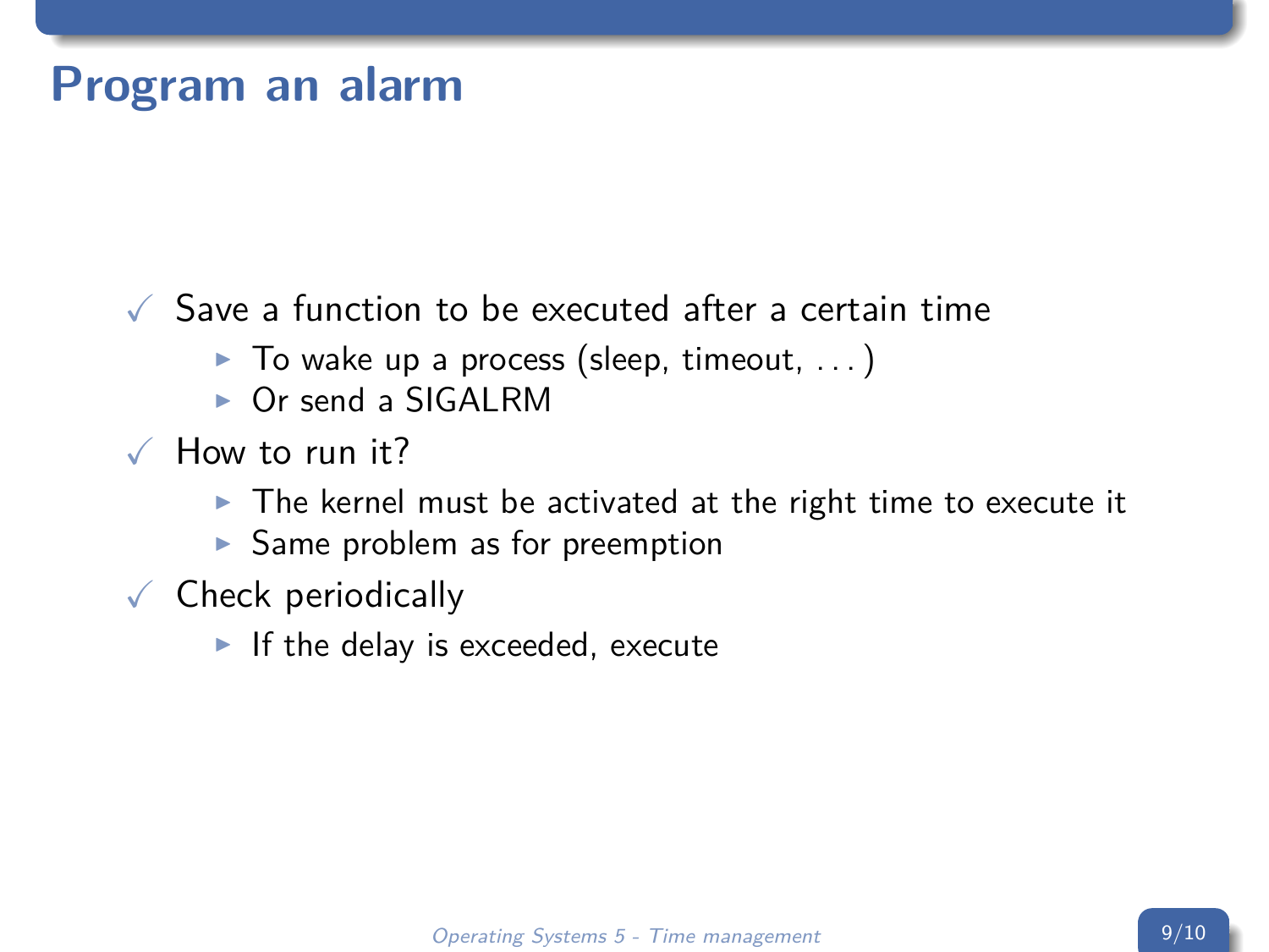# Program an alarm

- Save a function to be executed after a certain time
  - To wake up a process (sleep, timeout, ...)
  - Or send a SIGALRM
- How to run it?
  - The kernel must be activated at the right time to execute it
  - Same problem as for preemption
- Check periodically
  - If the delay is exceeded, execute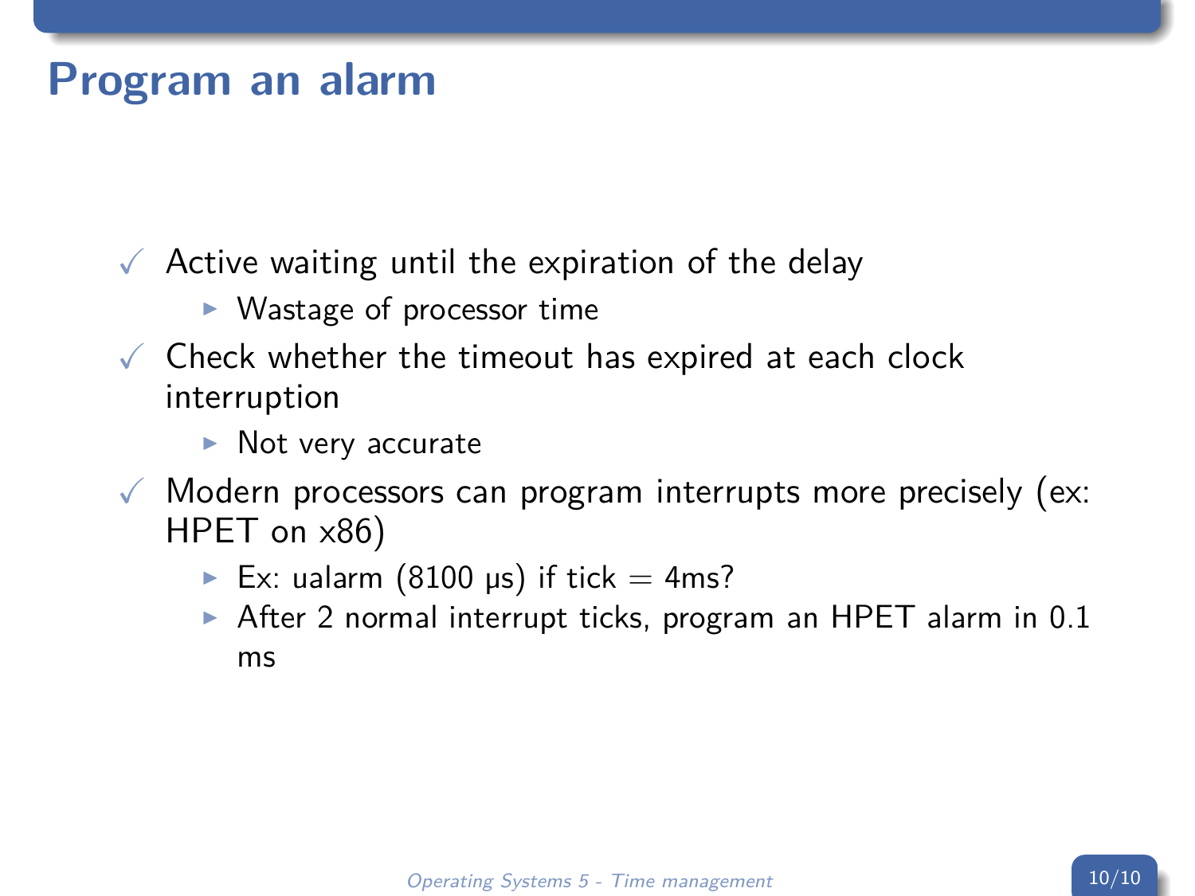# Program an alarm

- Active waiting until the expiration of the delay
  - Wastage of processor time
- Check whether the timeout has expired at each clock interruption
  - Not very accurate
- Modern processors can program interrupts more precisely (ex: HPET on x86)
  - Ex: ualarm (8100 μs) if tick = 4ms?
  - After 2 normal interrupt ticks, program an HPET alarm in 0.1 ms